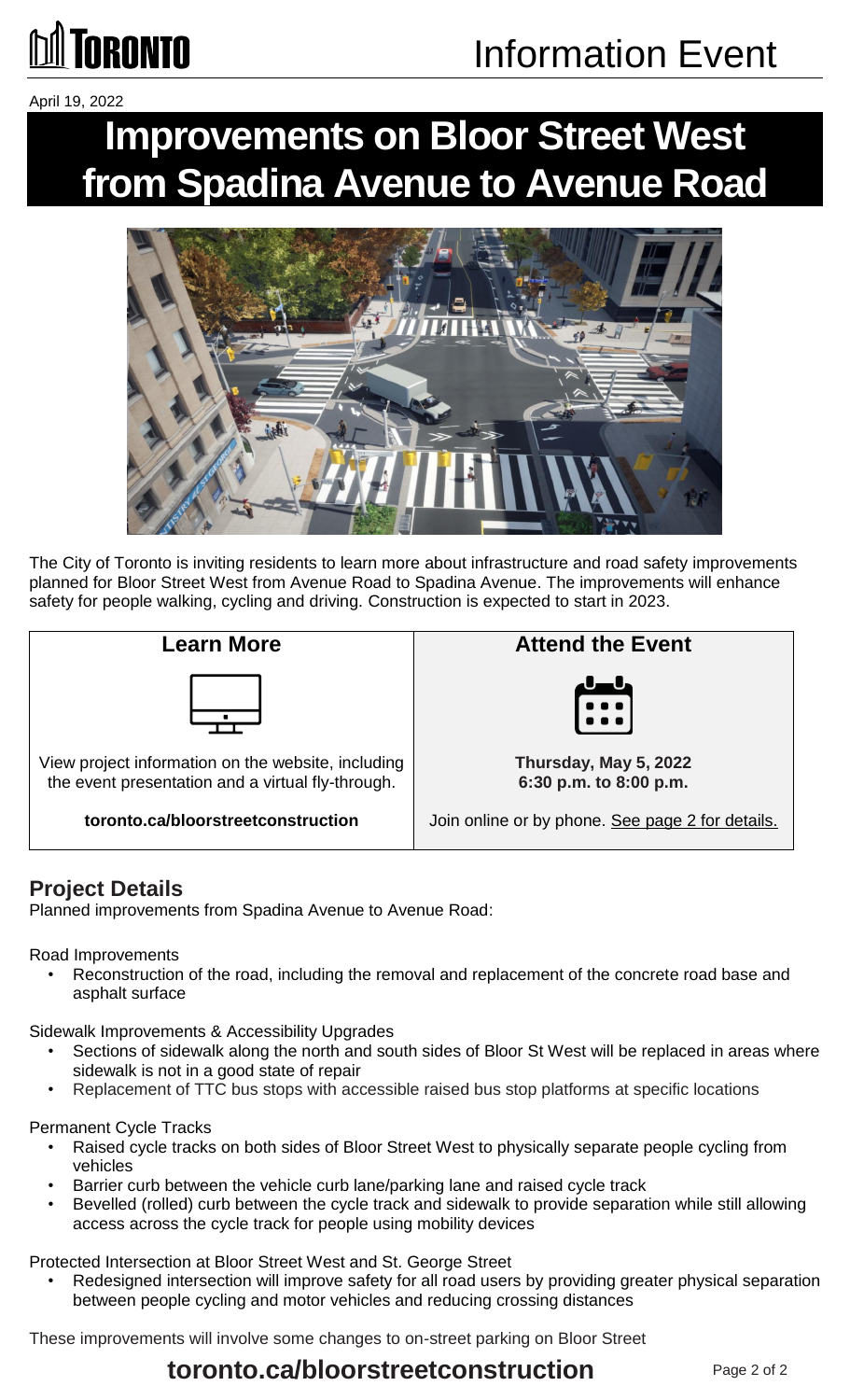# Information Event

April 19, 2022

# Improvements on Bloor Street West from Spadina Avenue to Avenue Road

The City of Toronto is inviting residents to learn more about infrastructure and road safety improvements planned for Bloor Street West from Avenue Road to Spadina Avenue. The improvements will enhance safety for people walking, cycling and driving. Construction is expected to start in 2023.

| Learn More | Attend the Event |
| --- | --- |
| View project information on the website, including the event presentation and a virtual fly-through. | **Thursday, May 5, 2022**<br>**6:30 p.m. to 8:00 p.m.** |
| **toronto.ca/bloorstreetconstruction** | Join online or by phone. See page 2 for details. |

## Project Details

Planned improvements from Spadina Avenue to Avenue Road:

Road Improvements

- Reconstruction of the road, including the removal and replacement of the concrete road base and asphalt surface

Sidewalk Improvements & Accessibility Upgrades

- Sections of sidewalk along the north and south sides of Bloor St West will be replaced in areas where sidewalk is not in a good state of repair
- Replacement of TTC bus stops with accessible raised bus stop platforms at specific locations

Permanent Cycle Tracks

- Raised cycle tracks on both sides of Bloor Street West to physically separate people cycling from vehicles
- Barrier curb between the vehicle curb lane/parking lane and raised cycle track
- Bevelled (rolled) curb between the cycle track and sidewalk to provide separation while still allowing access across the cycle track for people using mobility devices

Protected Intersection at Bloor Street West and St. George Street

- Redesigned intersection will improve safety for all road users by providing greater physical separation between people cycling and motor vehicles and reducing crossing distances

These improvements will involve some changes to on-street parking on Bloor Street

**toronto.ca/bloorstreetconstruction**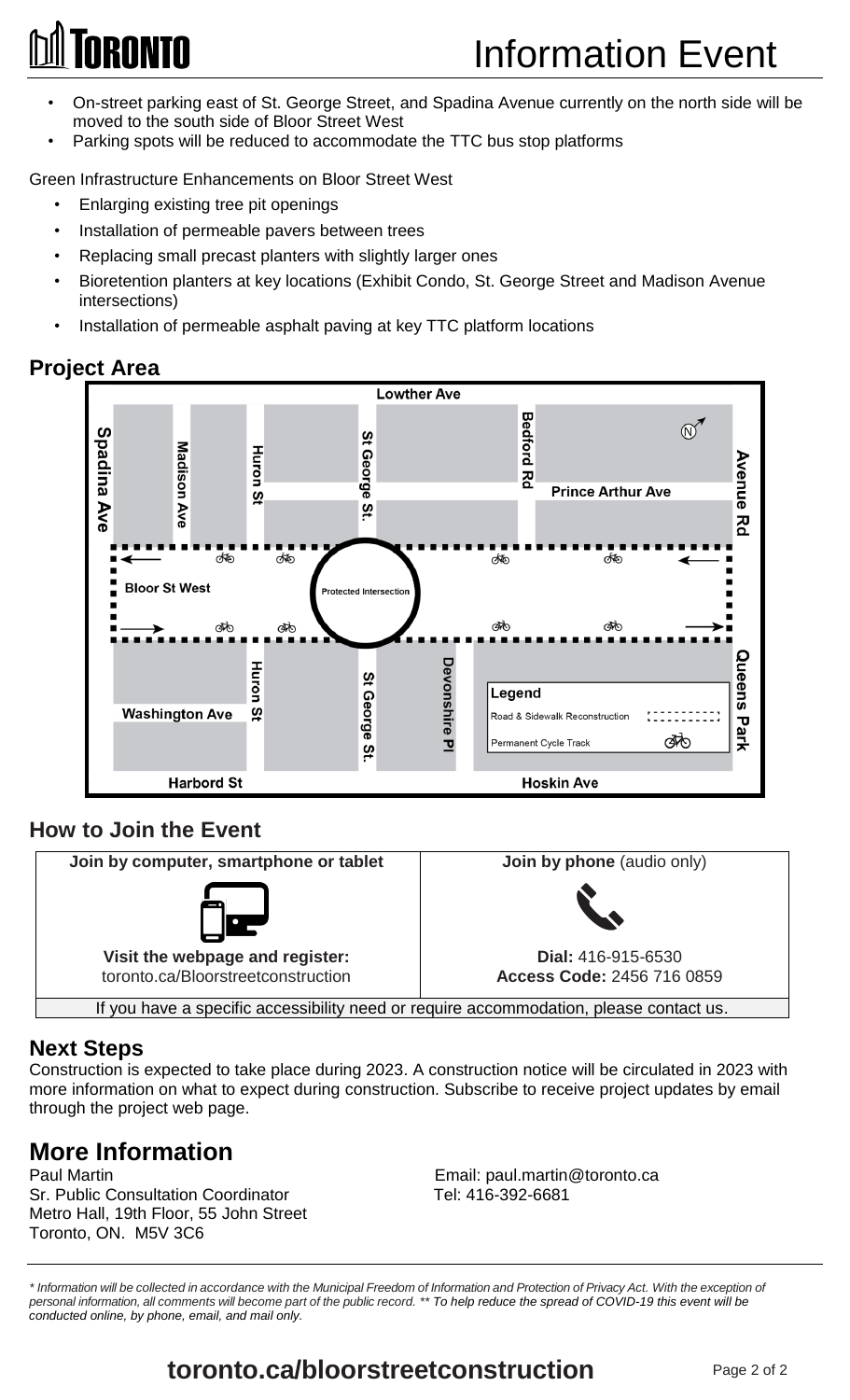- On-street parking east of St. George Street, and Spadina Avenue currently on the north side will be moved to the south side of Bloor Street West
- Parking spots will be reduced to accommodate the TTC bus stop platforms

Green Infrastructure Enhancements on Bloor Street West

- Enlarging existing tree pit openings
- Installation of permeable pavers between trees
- Replacing small precast planters with slightly larger ones
- Bioretention planters at key locations (Exhibit Condo, St. George Street and Madison Avenue intersections)
- Installation of permeable asphalt paving at key TTC platform locations

## Project Area

Lowther Ave
Spadina Ave
Madison Ave
Huron St
St George St.
Bedford Rd
Prince Arthur Ave
Avenue Rd
N
Bloor St West
Protected Intersection
Huron St
St George St.
Devonshire Pl
Queens Park
Washington Ave
Harbord St
Hoskin Ave
Legend
Road & Sidewalk Reconstruction
Permanent Cycle Track

## How to Join the Event

| **Join by computer, smartphone or tablet** | **Join by phone** (audio only) |
| --- | --- |
| **Visit the webpage and register:** toronto.ca/Bloorstreetconstruction | **Dial:** 416-915-6530 **Access Code:** 2456 716 0859 |

If you have a specific accessibility need or require accommodation, please contact us.

## Next Steps

Construction is expected to take place during 2023. A construction notice will be circulated in 2023 with more information on what to expect during construction. Subscribe to receive project updates by email through the project web page.

## More Information

Paul Martin
Sr. Public Consultation Coordinator
Metro Hall, 19th Floor, 55 John Street
Toronto, ON. M5V 3C6

Email: paul.martin@toronto.ca
Tel: 416-392-6681

*\* Information will be collected in accordance with the Municipal Freedom of Information and Protection of Privacy Act. With the exception of personal information, all comments will become part of the public record. \*\* To help reduce the spread of COVID-19 this event will be conducted online, by phone, email, and mail only.*

**toronto.ca/bloorstreetconstruction**